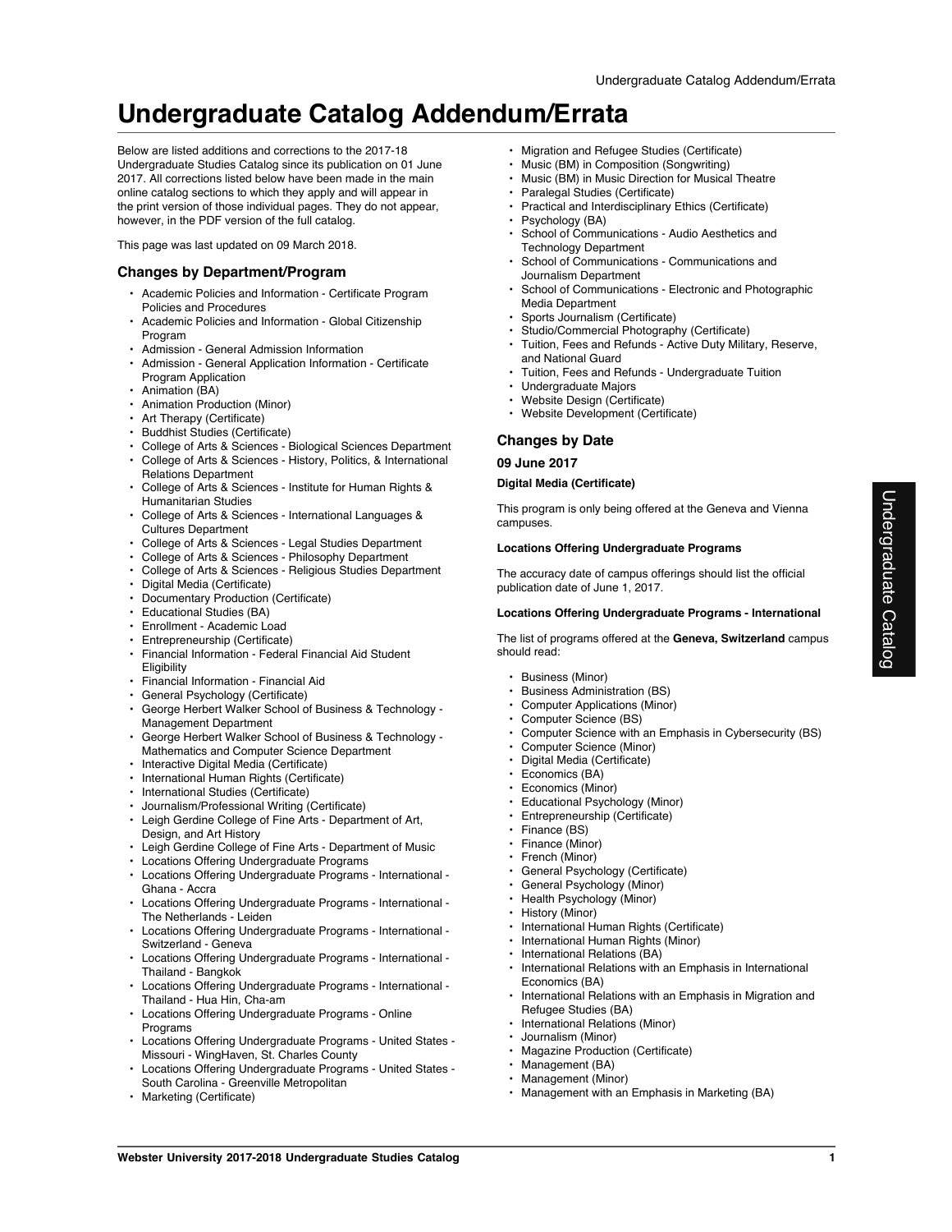# Undergraduate Catalog Addendum/Errata

Below are listed additions and corrections to the 2017-18 Undergraduate Studies Catalog since its publication on 01 June 2017. All corrections listed below have been made in the main online catalog sections to which they apply and will appear in the print version of those individual pages. They do not appear, however, in the PDF version of the full catalog.

This page was last updated on 09 March 2018.

## Changes by Department/Program

- Academic Policies and Information - Certificate Program Policies and Procedures
- Academic Policies and Information - Global Citizenship Program
- Admission - General Admission Information
- Admission - General Application Information - Certificate Program Application
- Animation (BA)
- Animation Production (Minor)
- Art Therapy (Certificate)
- Buddhist Studies (Certificate)
- College of Arts & Sciences - Biological Sciences Department
- College of Arts & Sciences - History, Politics, & International Relations Department
- College of Arts & Sciences - Institute for Human Rights & Humanitarian Studies
- College of Arts & Sciences - International Languages & Cultures Department
- College of Arts & Sciences - Legal Studies Department
- College of Arts & Sciences - Philosophy Department
- College of Arts & Sciences - Religious Studies Department
- Digital Media (Certificate)
- Documentary Production (Certificate)
- Educational Studies (BA)
- Enrollment - Academic Load
- Entrepreneurship (Certificate)
- Financial Information - Federal Financial Aid Student Eligibility
- Financial Information - Financial Aid
- General Psychology (Certificate)
- George Herbert Walker School of Business & Technology - Management Department
- George Herbert Walker School of Business & Technology - Mathematics and Computer Science Department
- Interactive Digital Media (Certificate)
- International Human Rights (Certificate)
- International Studies (Certificate)
- Journalism/Professional Writing (Certificate)
- Leigh Gerdine College of Fine Arts - Department of Art, Design, and Art History
- Leigh Gerdine College of Fine Arts - Department of Music
- Locations Offering Undergraduate Programs
- Locations Offering Undergraduate Programs - International - Ghana - Accra
- Locations Offering Undergraduate Programs - International - The Netherlands - Leiden
- Locations Offering Undergraduate Programs - International - Switzerland - Geneva
- Locations Offering Undergraduate Programs - International - Thailand - Bangkok
- Locations Offering Undergraduate Programs - International - Thailand - Hua Hin, Cha-am
- Locations Offering Undergraduate Programs - Online Programs
- Locations Offering Undergraduate Programs - United States - Missouri - WingHaven, St. Charles County
- Locations Offering Undergraduate Programs - United States - South Carolina - Greenville Metropolitan
- Marketing (Certificate)
- Migration and Refugee Studies (Certificate)
- Music (BM) in Composition (Songwriting)
- Music (BM) in Music Direction for Musical Theatre
- Paralegal Studies (Certificate)
- Practical and Interdisciplinary Ethics (Certificate)
- Psychology (BA)
- School of Communications - Audio Aesthetics and Technology Department
- School of Communications - Communications and Journalism Department
- School of Communications - Electronic and Photographic Media Department
- Sports Journalism (Certificate)
- Studio/Commercial Photography (Certificate)
- Tuition, Fees and Refunds - Active Duty Military, Reserve, and National Guard
- Tuition, Fees and Refunds - Undergraduate Tuition
- Undergraduate Majors
- Website Design (Certificate)
- Website Development (Certificate)

## Changes by Date

### 09 June 2017

#### Digital Media (Certificate)

This program is only being offered at the Geneva and Vienna campuses.

#### Locations Offering Undergraduate Programs

The accuracy date of campus offerings should list the official publication date of June 1, 2017.

#### Locations Offering Undergraduate Programs - International

The list of programs offered at the **Geneva, Switzerland** campus should read:

- Business (Minor)
- Business Administration (BS)
- Computer Applications (Minor)
- Computer Science (BS)
- Computer Science with an Emphasis in Cybersecurity (BS)
- Computer Science (Minor)
- Digital Media (Certificate)
- Economics (BA)
- Economics (Minor)
- Educational Psychology (Minor)
- Entrepreneurship (Certificate)
- Finance (BS)
- Finance (Minor)
- French (Minor)
- General Psychology (Certificate)
- General Psychology (Minor)
- Health Psychology (Minor)
- History (Minor)
- International Human Rights (Certificate)
- International Human Rights (Minor)
- International Relations (BA)
- International Relations with an Emphasis in International Economics (BA)
- International Relations with an Emphasis in Migration and Refugee Studies (BA)
- International Relations (Minor)
- Journalism (Minor)
- Magazine Production (Certificate)
- Management (BA)
- Management (Minor)
- Management with an Emphasis in Marketing (BA)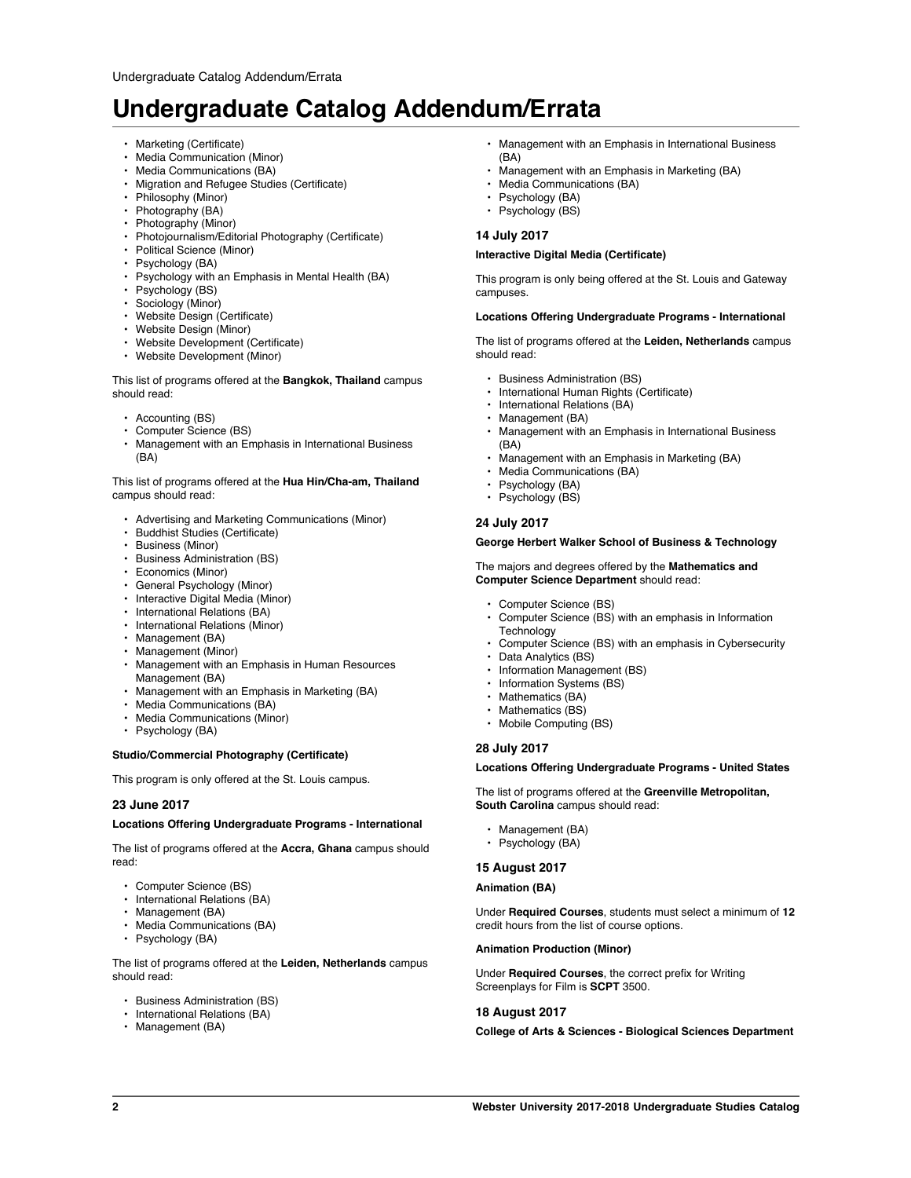# Undergraduate Catalog Addendum/Errata

- Marketing (Certificate)
- Media Communication (Minor)
- Media Communications (BA)
- Migration and Refugee Studies (Certificate)
- Philosophy (Minor)
- Photography (BA)
- Photography (Minor)
- Photojournalism/Editorial Photography (Certificate)
- Political Science (Minor)
- Psychology (BA)
- Psychology with an Emphasis in Mental Health (BA)
- Psychology (BS)
- Sociology (Minor)
- Website Design (Certificate)
- Website Design (Minor)
- Website Development (Certificate)
- Website Development (Minor)

This list of programs offered at the **Bangkok, Thailand** campus should read:

- Accounting (BS)
- Computer Science (BS)
- Management with an Emphasis in International Business (BA)

This list of programs offered at the **Hua Hin/Cha-am, Thailand** campus should read:

- Advertising and Marketing Communications (Minor)
- Buddhist Studies (Certificate)
- Business (Minor)
- Business Administration (BS)
- Economics (Minor)
- General Psychology (Minor)
- Interactive Digital Media (Minor)
- International Relations (BA)
- International Relations (Minor)
- Management (BA)
- Management (Minor)
- Management with an Emphasis in Human Resources Management (BA)
- Management with an Emphasis in Marketing (BA)
- Media Communications (BA)
- Media Communications (Minor)
- Psychology (BA)

#### Studio/Commercial Photography (Certificate)

This program is only offered at the St. Louis campus.

### 23 June 2017

#### Locations Offering Undergraduate Programs - International

The list of programs offered at the **Accra, Ghana** campus should read:

- Computer Science (BS)
- International Relations (BA)
- Management (BA)
- Media Communications (BA)
- Psychology (BA)

The list of programs offered at the **Leiden, Netherlands** campus should read:

- Business Administration (BS)
- International Relations (BA)
- Management (BA)
- Management with an Emphasis in International Business (BA)
- Management with an Emphasis in Marketing (BA)
- Media Communications (BA)
- Psychology (BA)
- Psychology (BS)

### 14 July 2017

#### Interactive Digital Media (Certificate)

This program is only being offered at the St. Louis and Gateway campuses.

#### Locations Offering Undergraduate Programs - International

The list of programs offered at the **Leiden, Netherlands** campus should read:

- Business Administration (BS)
- International Human Rights (Certificate)
- International Relations (BA)
- Management (BA)
- Management with an Emphasis in International Business (BA)
- Management with an Emphasis in Marketing (BA)
- Media Communications (BA)
- Psychology (BA)
- Psychology (BS)

### 24 July 2017

#### George Herbert Walker School of Business & Technology

The majors and degrees offered by the **Mathematics and Computer Science Department** should read:

- Computer Science (BS)
- Computer Science (BS) with an emphasis in Information Technology
- Computer Science (BS) with an emphasis in Cybersecurity
- Data Analytics (BS)
- Information Management (BS)
- Information Systems (BS)
- Mathematics (BA)
- Mathematics (BS)
- Mobile Computing (BS)

### 28 July 2017

#### Locations Offering Undergraduate Programs - United States

The list of programs offered at the **Greenville Metropolitan, South Carolina** campus should read:

- Management (BA)
- Psychology (BA)

### 15 August 2017

#### Animation (BA)

Under **Required Courses**, students must select a minimum of **12** credit hours from the list of course options.

#### Animation Production (Minor)

Under **Required Courses**, the correct prefix for Writing Screenplays for Film is **SCPT** 3500.

### 18 August 2017

#### College of Arts & Sciences - Biological Sciences Department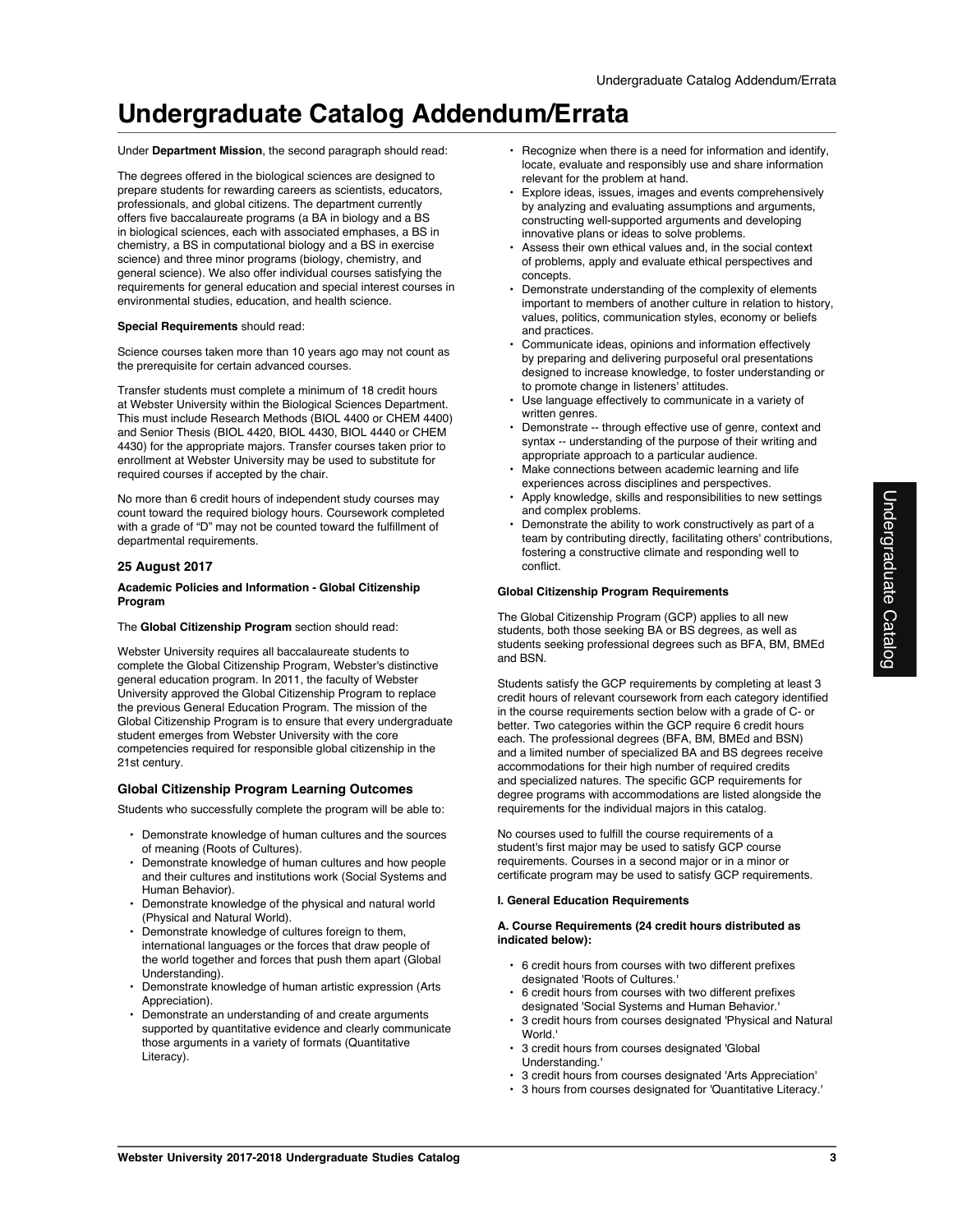# Undergraduate Catalog Addendum/Errata

Under **Department Mission**, the second paragraph should read:

The degrees offered in the biological sciences are designed to prepare students for rewarding careers as scientists, educators, professionals, and global citizens. The department currently offers five baccalaureate programs (a BA in biology and a BS in biological sciences, each with associated emphases, a BS in chemistry, a BS in computational biology and a BS in exercise science) and three minor programs (biology, chemistry, and general science). We also offer individual courses satisfying the requirements for general education and special interest courses in environmental studies, education, and health science.

**Special Requirements** should read:

Science courses taken more than 10 years ago may not count as the prerequisite for certain advanced courses.

Transfer students must complete a minimum of 18 credit hours at Webster University within the Biological Sciences Department. This must include Research Methods (BIOL 4400 or CHEM 4400) and Senior Thesis (BIOL 4420, BIOL 4430, BIOL 4440 or CHEM 4430) for the appropriate majors. Transfer courses taken prior to enrollment at Webster University may be used to substitute for required courses if accepted by the chair.

No more than 6 credit hours of independent study courses may count toward the required biology hours. Coursework completed with a grade of "D" may not be counted toward the fulfillment of departmental requirements.

### 25 August 2017

**Academic Policies and Information - Global Citizenship Program**

The **Global Citizenship Program** section should read:

Webster University requires all baccalaureate students to complete the Global Citizenship Program, Webster's distinctive general education program. In 2011, the faculty of Webster University approved the Global Citizenship Program to replace the previous General Education Program. The mission of the Global Citizenship Program is to ensure that every undergraduate student emerges from Webster University with the core competencies required for responsible global citizenship in the 21st century.

### Global Citizenship Program Learning Outcomes

Students who successfully complete the program will be able to:

- Demonstrate knowledge of human cultures and the sources of meaning (Roots of Cultures).
- Demonstrate knowledge of human cultures and how people and their cultures and institutions work (Social Systems and Human Behavior).
- Demonstrate knowledge of the physical and natural world (Physical and Natural World).
- Demonstrate knowledge of cultures foreign to them, international languages or the forces that draw people of the world together and forces that push them apart (Global Understanding).
- Demonstrate knowledge of human artistic expression (Arts Appreciation).
- Demonstrate an understanding of and create arguments supported by quantitative evidence and clearly communicate those arguments in a variety of formats (Quantitative Literacy).
- Recognize when there is a need for information and identify, locate, evaluate and responsibly use and share information relevant for the problem at hand.
- Explore ideas, issues, images and events comprehensively by analyzing and evaluating assumptions and arguments, constructing well-supported arguments and developing innovative plans or ideas to solve problems.
- Assess their own ethical values and, in the social context of problems, apply and evaluate ethical perspectives and concepts.
- Demonstrate understanding of the complexity of elements important to members of another culture in relation to history, values, politics, communication styles, economy or beliefs and practices.
- Communicate ideas, opinions and information effectively by preparing and delivering purposeful oral presentations designed to increase knowledge, to foster understanding or to promote change in listeners' attitudes.
- Use language effectively to communicate in a variety of written genres.
- Demonstrate -- through effective use of genre, context and syntax -- understanding of the purpose of their writing and appropriate approach to a particular audience.
- Make connections between academic learning and life experiences across disciplines and perspectives.
- Apply knowledge, skills and responsibilities to new settings and complex problems.
- Demonstrate the ability to work constructively as part of a team by contributing directly, facilitating others' contributions, fostering a constructive climate and responding well to conflict.

**Global Citizenship Program Requirements**

The Global Citizenship Program (GCP) applies to all new students, both those seeking BA or BS degrees, as well as students seeking professional degrees such as BFA, BM, BMEd and BSN.

Students satisfy the GCP requirements by completing at least 3 credit hours of relevant coursework from each category identified in the course requirements section below with a grade of C- or better. Two categories within the GCP require 6 credit hours each. The professional degrees (BFA, BM, BMEd and BSN) and a limited number of specialized BA and BS degrees receive accommodations for their high number of required credits and specialized natures. The specific GCP requirements for degree programs with accommodations are listed alongside the requirements for the individual majors in this catalog.

No courses used to fulfill the course requirements of a student's first major may be used to satisfy GCP course requirements. Courses in a second major or in a minor or certificate program may be used to satisfy GCP requirements.

**I. General Education Requirements**

**A. Course Requirements (24 credit hours distributed as indicated below):**

- 6 credit hours from courses with two different prefixes designated 'Roots of Cultures.'
- 6 credit hours from courses with two different prefixes designated 'Social Systems and Human Behavior.'
- 3 credit hours from courses designated 'Physical and Natural World.'
- 3 credit hours from courses designated 'Global Understanding.'
- 3 credit hours from courses designated 'Arts Appreciation'
- 3 hours from courses designated for 'Quantitative Literacy.'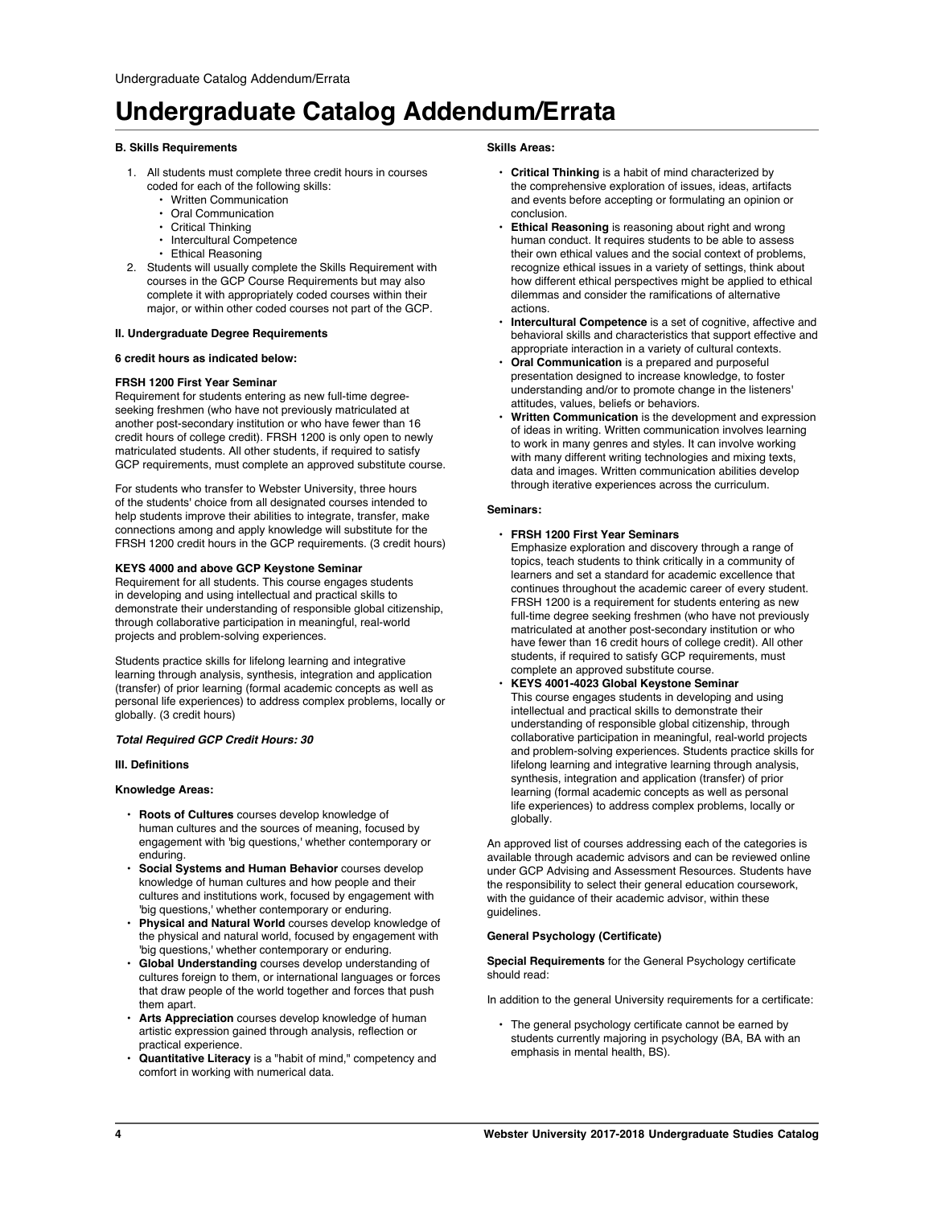# Undergraduate Catalog Addendum/Errata

**B. Skills Requirements**

1. All students must complete three credit hours in courses coded for each of the following skills:
    - Written Communication
    - Oral Communication
    - Critical Thinking
    - Intercultural Competence
    - Ethical Reasoning
2. Students will usually complete the Skills Requirement with courses in the GCP Course Requirements but may also complete it with appropriately coded courses within their major, or within other coded courses not part of the GCP.

**II. Undergraduate Degree Requirements**

**6 credit hours as indicated below:**

**FRSH 1200 First Year Seminar**
Requirement for students entering as new full-time degree-seeking freshmen (who have not previously matriculated at another post-secondary institution or who have fewer than 16 credit hours of college credit). FRSH 1200 is only open to newly matriculated students. All other students, if required to satisfy GCP requirements, must complete an approved substitute course.

For students who transfer to Webster University, three hours of the students' choice from all designated courses intended to help students improve their abilities to integrate, transfer, make connections among and apply knowledge will substitute for the FRSH 1200 credit hours in the GCP requirements. (3 credit hours)

**KEYS 4000 and above GCP Keystone Seminar**
Requirement for all students. This course engages students in developing and using intellectual and practical skills to demonstrate their understanding of responsible global citizenship, through collaborative participation in meaningful, real-world projects and problem-solving experiences.

Students practice skills for lifelong learning and integrative learning through analysis, synthesis, integration and application (transfer) of prior learning (formal academic concepts as well as personal life experiences) to address complex problems, locally or globally. (3 credit hours)

***Total Required GCP Credit Hours: 30***

**III. Definitions**

**Knowledge Areas:**

- **Roots of Cultures** courses develop knowledge of human cultures and the sources of meaning, focused by engagement with 'big questions,' whether contemporary or enduring.
- **Social Systems and Human Behavior** courses develop knowledge of human cultures and how people and their cultures and institutions work, focused by engagement with 'big questions,' whether contemporary or enduring.
- **Physical and Natural World** courses develop knowledge of the physical and natural world, focused by engagement with 'big questions,' whether contemporary or enduring.
- **Global Understanding** courses develop understanding of cultures foreign to them, or international languages or forces that draw people of the world together and forces that push them apart.
- **Arts Appreciation** courses develop knowledge of human artistic expression gained through analysis, reflection or practical experience.
- **Quantitative Literacy** is a "habit of mind," competency and comfort in working with numerical data.

**Skills Areas:**

- **Critical Thinking** is a habit of mind characterized by the comprehensive exploration of issues, ideas, artifacts and events before accepting or formulating an opinion or conclusion.
- **Ethical Reasoning** is reasoning about right and wrong human conduct. It requires students to be able to assess their own ethical values and the social context of problems, recognize ethical issues in a variety of settings, think about how different ethical perspectives might be applied to ethical dilemmas and consider the ramifications of alternative actions.
- **Intercultural Competence** is a set of cognitive, affective and behavioral skills and characteristics that support effective and appropriate interaction in a variety of cultural contexts.
- **Oral Communication** is a prepared and purposeful presentation designed to increase knowledge, to foster understanding and/or to promote change in the listeners' attitudes, values, beliefs or behaviors.
- **Written Communication** is the development and expression of ideas in writing. Written communication involves learning to work in many genres and styles. It can involve working with many different writing technologies and mixing texts, data and images. Written communication abilities develop through iterative experiences across the curriculum.

**Seminars:**

- **FRSH 1200 First Year Seminars**
  Emphasize exploration and discovery through a range of topics, teach students to think critically in a community of learners and set a standard for academic excellence that continues throughout the academic career of every student. FRSH 1200 is a requirement for students entering as new full-time degree seeking freshmen (who have not previously matriculated at another post-secondary institution or who have fewer than 16 credit hours of college credit). All other students, if required to satisfy GCP requirements, must complete an approved substitute course.
- **KEYS 4001-4023 Global Keystone Seminar**
  This course engages students in developing and using intellectual and practical skills to demonstrate their understanding of responsible global citizenship, through collaborative participation in meaningful, real-world projects and problem-solving experiences. Students practice skills for lifelong learning and integrative learning through analysis, synthesis, integration and application (transfer) of prior learning (formal academic concepts as well as personal life experiences) to address complex problems, locally or globally.

An approved list of courses addressing each of the categories is available through academic advisors and can be reviewed online under GCP Advising and Assessment Resources. Students have the responsibility to select their general education coursework, with the guidance of their academic advisor, within these guidelines.

**General Psychology (Certificate)**

**Special Requirements** for the General Psychology certificate should read:

In addition to the general University requirements for a certificate:

- The general psychology certificate cannot be earned by students currently majoring in psychology (BA, BA with an emphasis in mental health, BS).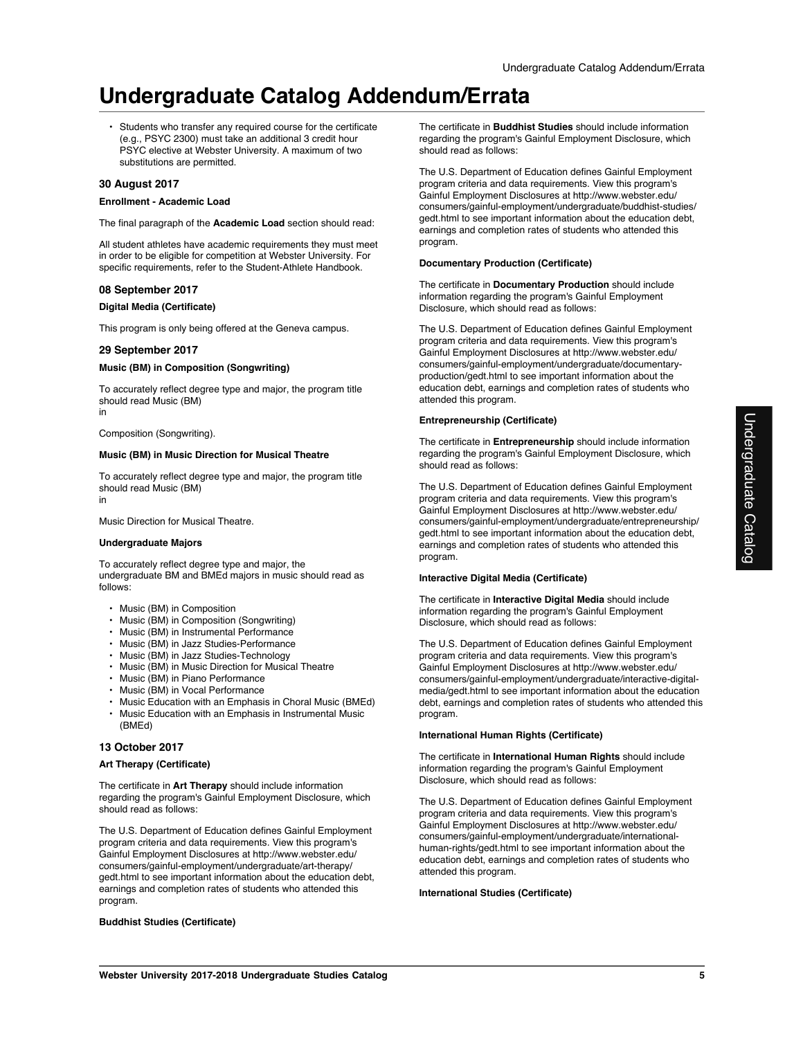# Undergraduate Catalog Addendum/Errata

- Students who transfer any required course for the certificate (e.g., PSYC 2300) must take an additional 3 credit hour PSYC elective at Webster University. A maximum of two substitutions are permitted.

### 30 August 2017

#### Enrollment - Academic Load

The final paragraph of the **Academic Load** section should read:

All student athletes have academic requirements they must meet in order to be eligible for competition at Webster University. For specific requirements, refer to the Student-Athlete Handbook.

### 08 September 2017

#### Digital Media (Certificate)

This program is only being offered at the Geneva campus.

### 29 September 2017

#### Music (BM) in Composition (Songwriting)

To accurately reflect degree type and major, the program title should read Music (BM)
in

Composition (Songwriting).

#### Music (BM) in Music Direction for Musical Theatre

To accurately reflect degree type and major, the program title should read Music (BM)
in

Music Direction for Musical Theatre.

#### Undergraduate Majors

To accurately reflect degree type and major, the undergraduate BM and BMEd majors in music should read as follows:

- Music (BM) in Composition
- Music (BM) in Composition (Songwriting)
- Music (BM) in Instrumental Performance
- Music (BM) in Jazz Studies-Performance
- Music (BM) in Jazz Studies-Technology
- Music (BM) in Music Direction for Musical Theatre
- Music (BM) in Piano Performance
- Music (BM) in Vocal Performance
- Music Education with an Emphasis in Choral Music (BMEd)
- Music Education with an Emphasis in Instrumental Music (BMEd)

### 13 October 2017

#### Art Therapy (Certificate)

The certificate in **Art Therapy** should include information regarding the program's Gainful Employment Disclosure, which should read as follows:

The U.S. Department of Education defines Gainful Employment program criteria and data requirements. View this program's Gainful Employment Disclosures at http://www.webster.edu/consumers/gainful-employment/undergraduate/art-therapy/gedt.html to see important information about the education debt, earnings and completion rates of students who attended this program.

#### Buddhist Studies (Certificate)

The certificate in **Buddhist Studies** should include information regarding the program's Gainful Employment Disclosure, which should read as follows:

The U.S. Department of Education defines Gainful Employment program criteria and data requirements. View this program's Gainful Employment Disclosures at http://www.webster.edu/consumers/gainful-employment/undergraduate/buddhist-studies/gedt.html to see important information about the education debt, earnings and completion rates of students who attended this program.

#### Documentary Production (Certificate)

The certificate in **Documentary Production** should include information regarding the program's Gainful Employment Disclosure, which should read as follows:

The U.S. Department of Education defines Gainful Employment program criteria and data requirements. View this program's Gainful Employment Disclosures at http://www.webster.edu/consumers/gainful-employment/undergraduate/documentary-production/gedt.html to see important information about the education debt, earnings and completion rates of students who attended this program.

#### Entrepreneurship (Certificate)

The certificate in **Entrepreneurship** should include information regarding the program's Gainful Employment Disclosure, which should read as follows:

The U.S. Department of Education defines Gainful Employment program criteria and data requirements. View this program's Gainful Employment Disclosures at http://www.webster.edu/consumers/gainful-employment/undergraduate/entrepreneurship/gedt.html to see important information about the education debt, earnings and completion rates of students who attended this program.

#### Interactive Digital Media (Certificate)

The certificate in **Interactive Digital Media** should include information regarding the program's Gainful Employment Disclosure, which should read as follows:

The U.S. Department of Education defines Gainful Employment program criteria and data requirements. View this program's Gainful Employment Disclosures at http://www.webster.edu/consumers/gainful-employment/undergraduate/interactive-digital-media/gedt.html to see important information about the education debt, earnings and completion rates of students who attended this program.

#### International Human Rights (Certificate)

The certificate in **International Human Rights** should include information regarding the program's Gainful Employment Disclosure, which should read as follows:

The U.S. Department of Education defines Gainful Employment program criteria and data requirements. View this program's Gainful Employment Disclosures at http://www.webster.edu/consumers/gainful-employment/undergraduate/international-human-rights/gedt.html to see important information about the education debt, earnings and completion rates of students who attended this program.

#### International Studies (Certificate)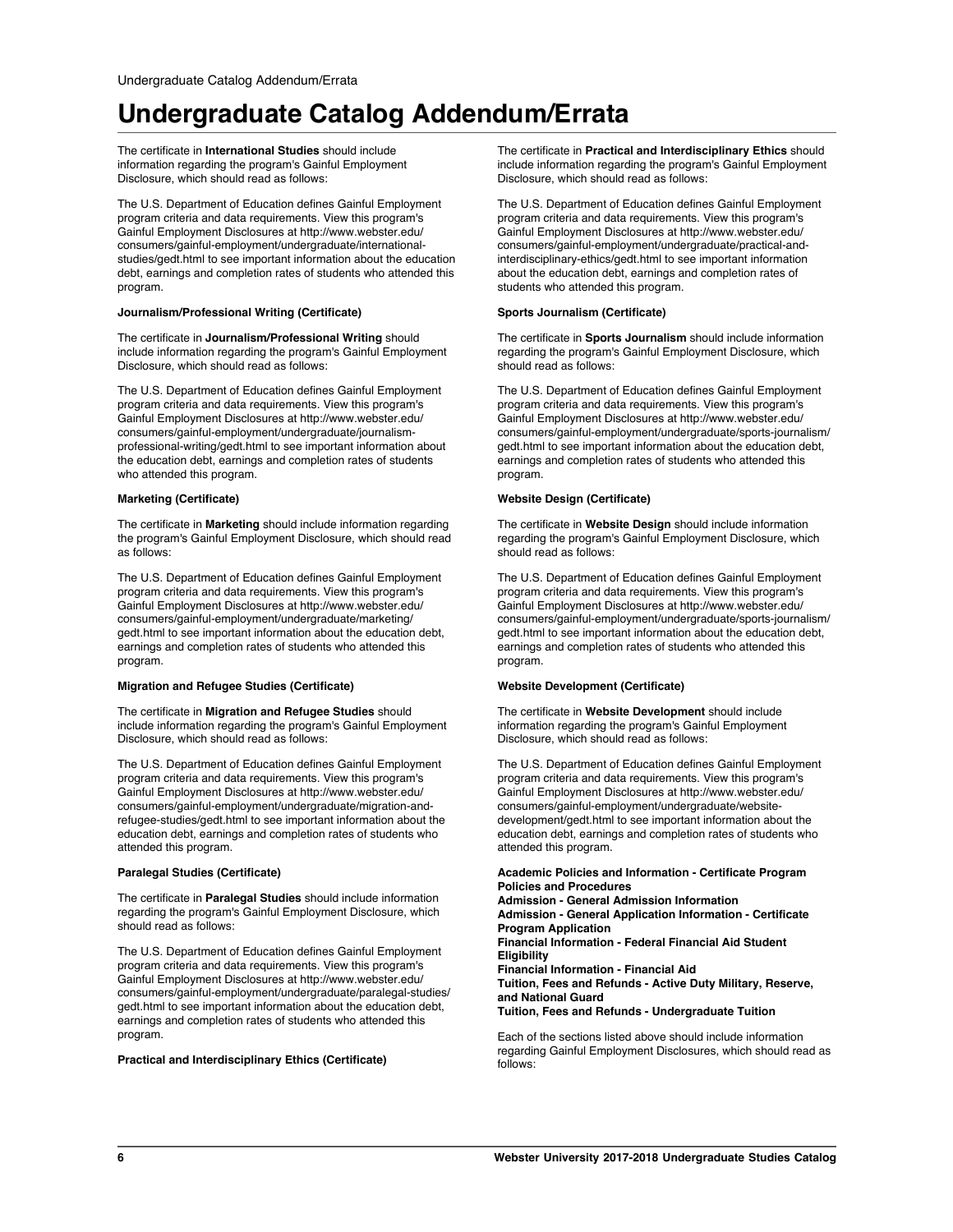# Undergraduate Catalog Addendum/Errata

The certificate in **International Studies** should include information regarding the program's Gainful Employment Disclosure, which should read as follows:

The U.S. Department of Education defines Gainful Employment program criteria and data requirements. View this program's Gainful Employment Disclosures at http://www.webster.edu/consumers/gainful-employment/undergraduate/international-studies/gedt.html to see important information about the education debt, earnings and completion rates of students who attended this program.

**Journalism/Professional Writing (Certificate)**

The certificate in **Journalism/Professional Writing** should include information regarding the program's Gainful Employment Disclosure, which should read as follows:

The U.S. Department of Education defines Gainful Employment program criteria and data requirements. View this program's Gainful Employment Disclosures at http://www.webster.edu/consumers/gainful-employment/undergraduate/journalism-professional-writing/gedt.html to see important information about the education debt, earnings and completion rates of students who attended this program.

**Marketing (Certificate)**

The certificate in **Marketing** should include information regarding the program's Gainful Employment Disclosure, which should read as follows:

The U.S. Department of Education defines Gainful Employment program criteria and data requirements. View this program's Gainful Employment Disclosures at http://www.webster.edu/consumers/gainful-employment/undergraduate/marketing/gedt.html to see important information about the education debt, earnings and completion rates of students who attended this program.

**Migration and Refugee Studies (Certificate)**

The certificate in **Migration and Refugee Studies** should include information regarding the program's Gainful Employment Disclosure, which should read as follows:

The U.S. Department of Education defines Gainful Employment program criteria and data requirements. View this program's Gainful Employment Disclosures at http://www.webster.edu/consumers/gainful-employment/undergraduate/migration-and-refugee-studies/gedt.html to see important information about the education debt, earnings and completion rates of students who attended this program.

**Paralegal Studies (Certificate)**

The certificate in **Paralegal Studies** should include information regarding the program's Gainful Employment Disclosure, which should read as follows:

The U.S. Department of Education defines Gainful Employment program criteria and data requirements. View this program's Gainful Employment Disclosures at http://www.webster.edu/consumers/gainful-employment/undergraduate/paralegal-studies/gedt.html to see important information about the education debt, earnings and completion rates of students who attended this program.

**Practical and Interdisciplinary Ethics (Certificate)**

The certificate in **Practical and Interdisciplinary Ethics** should include information regarding the program's Gainful Employment Disclosure, which should read as follows:

The U.S. Department of Education defines Gainful Employment program criteria and data requirements. View this program's Gainful Employment Disclosures at http://www.webster.edu/consumers/gainful-employment/undergraduate/practical-and-interdisciplinary-ethics/gedt.html to see important information about the education debt, earnings and completion rates of students who attended this program.

**Sports Journalism (Certificate)**

The certificate in **Sports Journalism** should include information regarding the program's Gainful Employment Disclosure, which should read as follows:

The U.S. Department of Education defines Gainful Employment program criteria and data requirements. View this program's Gainful Employment Disclosures at http://www.webster.edu/consumers/gainful-employment/undergraduate/sports-journalism/gedt.html to see important information about the education debt, earnings and completion rates of students who attended this program.

**Website Design (Certificate)**

The certificate in **Website Design** should include information regarding the program's Gainful Employment Disclosure, which should read as follows:

The U.S. Department of Education defines Gainful Employment program criteria and data requirements. View this program's Gainful Employment Disclosures at http://www.webster.edu/consumers/gainful-employment/undergraduate/sports-journalism/gedt.html to see important information about the education debt, earnings and completion rates of students who attended this program.

**Website Development (Certificate)**

The certificate in **Website Development** should include information regarding the program's Gainful Employment Disclosure, which should read as follows:

The U.S. Department of Education defines Gainful Employment program criteria and data requirements. View this program's Gainful Employment Disclosures at http://www.webster.edu/consumers/gainful-employment/undergraduate/website-development/gedt.html to see important information about the education debt, earnings and completion rates of students who attended this program.

**Academic Policies and Information - Certificate Program Policies and Procedures**
**Admission - General Admission Information**
**Admission - General Application Information - Certificate Program Application**
**Financial Information - Federal Financial Aid Student Eligibility**
**Financial Information - Financial Aid**
**Tuition, Fees and Refunds - Active Duty Military, Reserve, and National Guard**
**Tuition, Fees and Refunds - Undergraduate Tuition**

Each of the sections listed above should include information regarding Gainful Employment Disclosures, which should read as follows: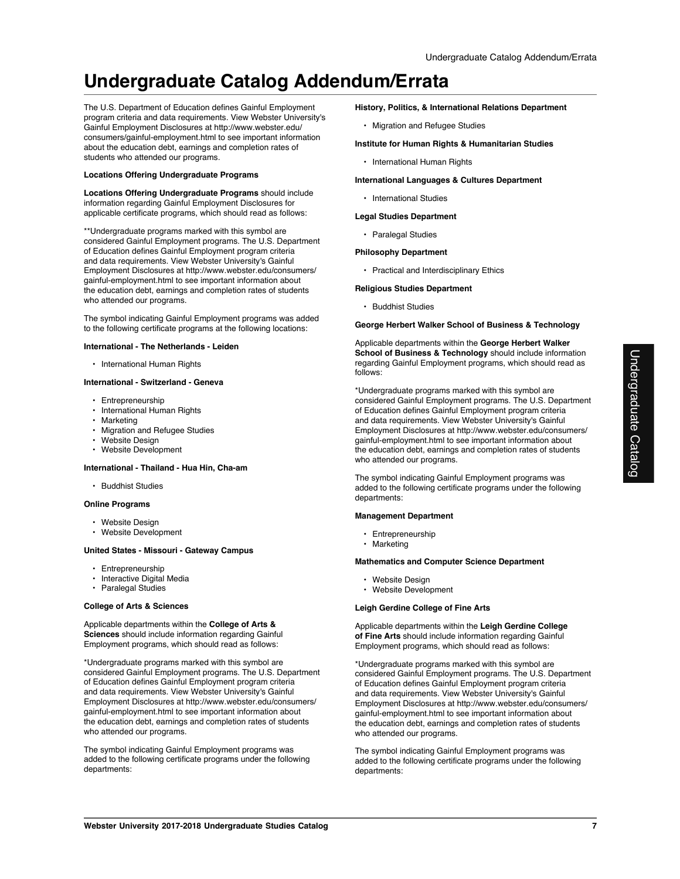# Undergraduate Catalog Addendum/Errata

The U.S. Department of Education defines Gainful Employment program criteria and data requirements. View Webster University's Gainful Employment Disclosures at http://www.webster.edu/consumers/gainful-employment.html to see important information about the education debt, earnings and completion rates of students who attended our programs.

**Locations Offering Undergraduate Programs**

**Locations Offering Undergraduate Programs** should include information regarding Gainful Employment Disclosures for applicable certificate programs, which should read as follows:

**Undergraduate programs marked with this symbol are considered Gainful Employment programs. The U.S. Department of Education defines Gainful Employment program criteria and data requirements. View Webster University's Gainful Employment Disclosures at http://www.webster.edu/consumers/gainful-employment.html to see important information about the education debt, earnings and completion rates of students who attended our programs.

The symbol indicating Gainful Employment programs was added to the following certificate programs at the following locations:

**International - The Netherlands - Leiden**

- International Human Rights

**International - Switzerland - Geneva**

- Entrepreneurship
- International Human Rights
- Marketing
- Migration and Refugee Studies
- Website Design
- Website Development

**International - Thailand - Hua Hin, Cha-am**

- Buddhist Studies

**Online Programs**

- Website Design
- Website Development

**United States - Missouri - Gateway Campus**

- Entrepreneurship
- Interactive Digital Media
- Paralegal Studies

**College of Arts & Sciences**

Applicable departments within the **College of Arts & Sciences** should include information regarding Gainful Employment programs, which should read as follows:

*Undergraduate programs marked with this symbol are considered Gainful Employment programs. The U.S. Department of Education defines Gainful Employment program criteria and data requirements. View Webster University's Gainful Employment Disclosures at http://www.webster.edu/consumers/gainful-employment.html to see important information about the education debt, earnings and completion rates of students who attended our programs.

The symbol indicating Gainful Employment programs was added to the following certificate programs under the following departments:

**History, Politics, & International Relations Department**

- Migration and Refugee Studies

**Institute for Human Rights & Humanitarian Studies**

- International Human Rights

**International Languages & Cultures Department**

- International Studies

**Legal Studies Department**

- Paralegal Studies

**Philosophy Department**

- Practical and Interdisciplinary Ethics

**Religious Studies Department**

- Buddhist Studies

**George Herbert Walker School of Business & Technology**

Applicable departments within the **George Herbert Walker School of Business & Technology** should include information regarding Gainful Employment programs, which should read as follows:

*Undergraduate programs marked with this symbol are considered Gainful Employment programs. The U.S. Department of Education defines Gainful Employment program criteria and data requirements. View Webster University's Gainful Employment Disclosures at http://www.webster.edu/consumers/gainful-employment.html to see important information about the education debt, earnings and completion rates of students who attended our programs.

The symbol indicating Gainful Employment programs was added to the following certificate programs under the following departments:

**Management Department**

- Entrepreneurship
- Marketing

**Mathematics and Computer Science Department**

- Website Design
- Website Development

**Leigh Gerdine College of Fine Arts**

Applicable departments within the **Leigh Gerdine College of Fine Arts** should include information regarding Gainful Employment programs, which should read as follows:

*Undergraduate programs marked with this symbol are considered Gainful Employment programs. The U.S. Department of Education defines Gainful Employment program criteria and data requirements. View Webster University's Gainful Employment Disclosures at http://www.webster.edu/consumers/gainful-employment.html to see important information about the education debt, earnings and completion rates of students who attended our programs.

The symbol indicating Gainful Employment programs was added to the following certificate programs under the following departments: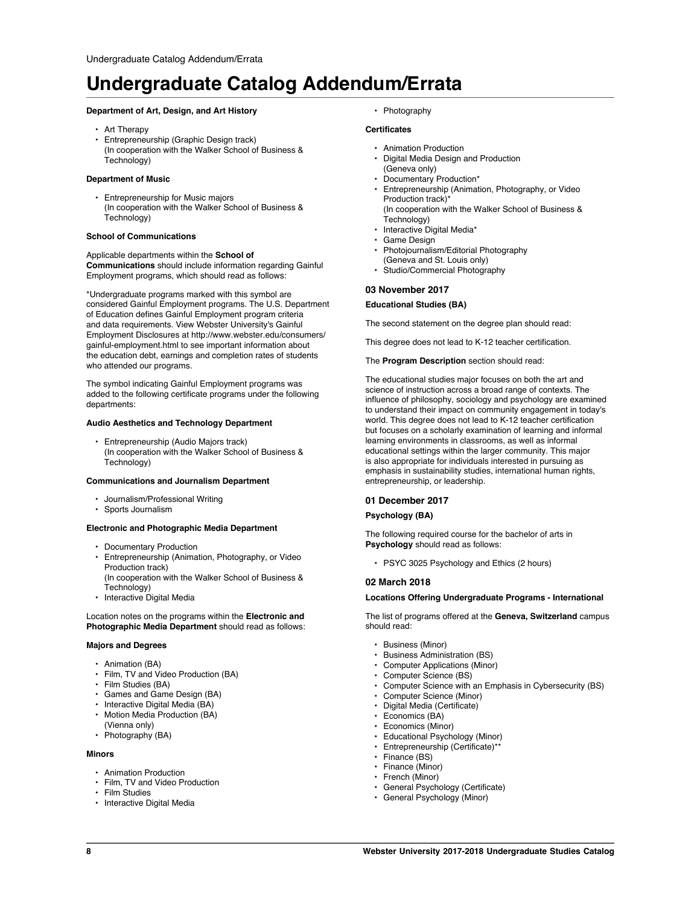# Undergraduate Catalog Addendum/Errata

**Department of Art, Design, and Art History**

- Art Therapy
- Entrepreneurship (Graphic Design track)
(In cooperation with the Walker School of Business & Technology)

**Department of Music**

- Entrepreneurship for Music majors
(In cooperation with the Walker School of Business & Technology)

**School of Communications**

Applicable departments within the **School of Communications** should include information regarding Gainful Employment programs, which should read as follows:

*Undergraduate programs marked with this symbol are considered Gainful Employment programs. The U.S. Department of Education defines Gainful Employment program criteria and data requirements. View Webster University's Gainful Employment Disclosures at http://www.webster.edu/consumers/gainful-employment.html to see important information about the education debt, earnings and completion rates of students who attended our programs.

The symbol indicating Gainful Employment programs was added to the following certificate programs under the following departments:

**Audio Aesthetics and Technology Department**

- Entrepreneurship (Audio Majors track)
(In cooperation with the Walker School of Business & Technology)

**Communications and Journalism Department**

- Journalism/Professional Writing
- Sports Journalism

**Electronic and Photographic Media Department**

- Documentary Production
- Entrepreneurship (Animation, Photography, or Video Production track)
(In cooperation with the Walker School of Business & Technology)
- Interactive Digital Media

Location notes on the programs within the **Electronic and Photographic Media Department** should read as follows:

**Majors and Degrees**

- Animation (BA)
- Film, TV and Video Production (BA)
- Film Studies (BA)
- Games and Game Design (BA)
- Interactive Digital Media (BA)
- Motion Media Production (BA)
(Vienna only)
- Photography (BA)

**Minors**

- Animation Production
- Film, TV and Video Production
- Film Studies
- Interactive Digital Media
- Photography

**Certificates**

- Animation Production
- Digital Media Design and Production
(Geneva only)
- Documentary Production*
- Entrepreneurship (Animation, Photography, or Video Production track)*
(In cooperation with the Walker School of Business & Technology)
- Interactive Digital Media*
- Game Design
- Photojournalism/Editorial Photography
(Geneva and St. Louis only)
- Studio/Commercial Photography

### 03 November 2017

**Educational Studies (BA)**

The second statement on the degree plan should read:

This degree does not lead to K-12 teacher certification.

The **Program Description** section should read:

The educational studies major focuses on both the art and science of instruction across a broad range of contexts. The influence of philosophy, sociology and psychology are examined to understand their impact on community engagement in today's world. This degree does not lead to K-12 teacher certification but focuses on a scholarly examination of learning and informal learning environments in classrooms, as well as informal educational settings within the larger community. This major is also appropriate for individuals interested in pursuing as emphasis in sustainability studies, international human rights, entrepreneurship, or leadership.

### 01 December 2017

**Psychology (BA)**

The following required course for the bachelor of arts in **Psychology** should read as follows:

- PSYC 3025 Psychology and Ethics (2 hours)

### 02 March 2018

**Locations Offering Undergraduate Programs - International**

The list of programs offered at the **Geneva, Switzerland** campus should read:

- Business (Minor)
- Business Administration (BS)
- Computer Applications (Minor)
- Computer Science (BS)
- Computer Science with an Emphasis in Cybersecurity (BS)
- Computer Science (Minor)
- Digital Media (Certificate)
- Economics (BA)
- Economics (Minor)
- Educational Psychology (Minor)
- Entrepreneurship (Certificate)**
- Finance (BS)
- Finance (Minor)
- French (Minor)
- General Psychology (Certificate)
- General Psychology (Minor)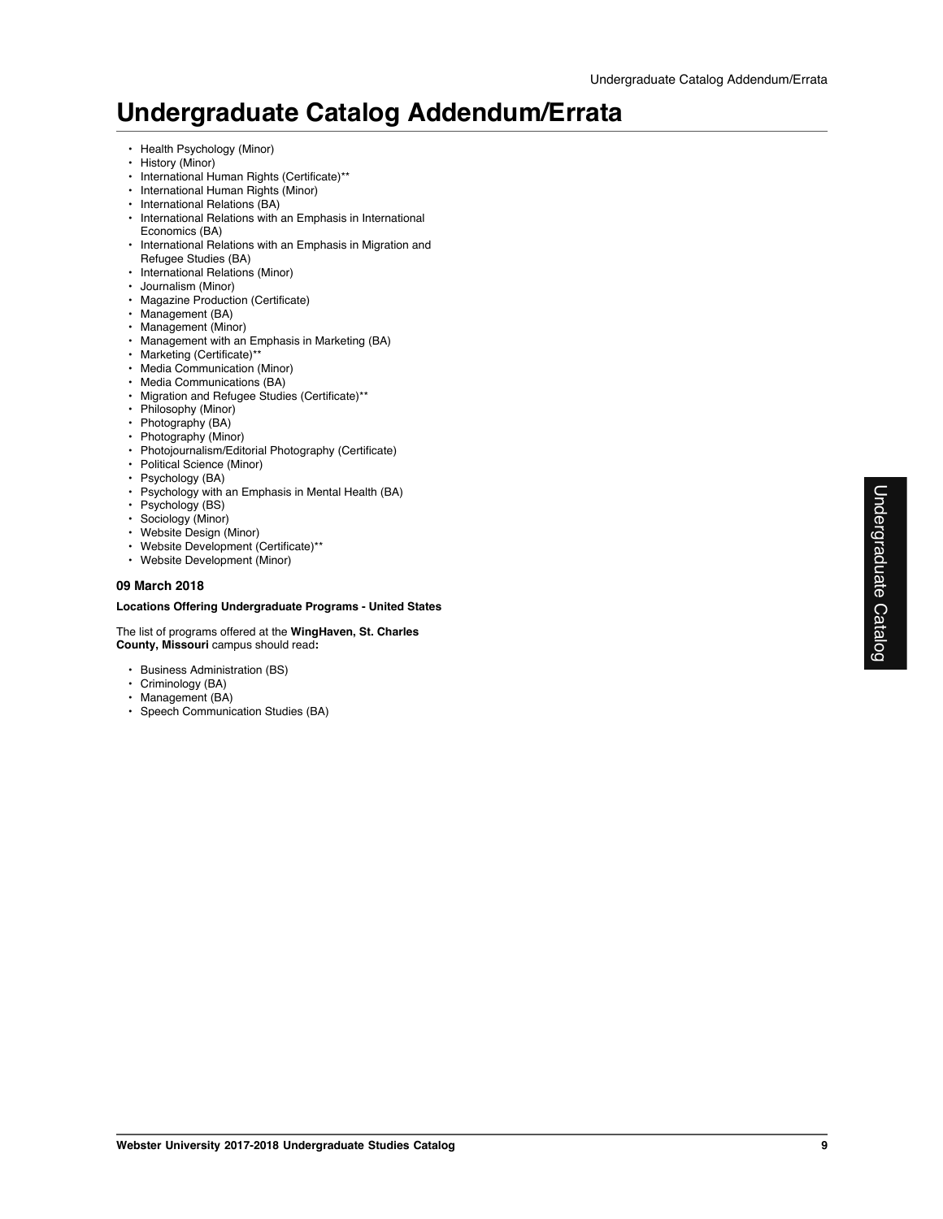# Undergraduate Catalog Addendum/Errata

- Health Psychology (Minor)
- History (Minor)
- International Human Rights (Certificate)**
- International Human Rights (Minor)
- International Relations (BA)
- International Relations with an Emphasis in International Economics (BA)
- International Relations with an Emphasis in Migration and Refugee Studies (BA)
- International Relations (Minor)
- Journalism (Minor)
- Magazine Production (Certificate)
- Management (BA)
- Management (Minor)
- Management with an Emphasis in Marketing (BA)
- Marketing (Certificate)**
- Media Communication (Minor)
- Media Communications (BA)
- Migration and Refugee Studies (Certificate)**
- Philosophy (Minor)
- Photography (BA)
- Photography (Minor)
- Photojournalism/Editorial Photography (Certificate)
- Political Science (Minor)
- Psychology (BA)
- Psychology with an Emphasis in Mental Health (BA)
- Psychology (BS)
- Sociology (Minor)
- Website Design (Minor)
- Website Development (Certificate)**
- Website Development (Minor)

#### 09 March 2018

**Locations Offering Undergraduate Programs - United States**

The list of programs offered at the **WingHaven, St. Charles County, Missouri** campus should read**:**

- Business Administration (BS)
- Criminology (BA)
- Management (BA)
- Speech Communication Studies (BA)